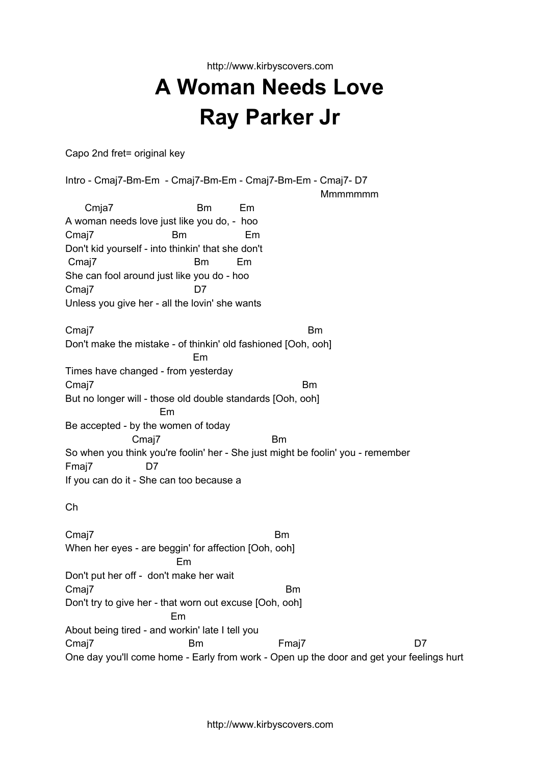# A Woman Needs Love

# Ray Parker Jr

Capo 2nd fret= original key

```
Intro - Cmaj7-Bm-Em  - Cmaj7-Bm-Em - Cmaj7-Bm-Em - Cmaj7- D7
                                                          Mmmmmmm
      Cmja7                    Bm        Em
A woman needs love just like you do, -  hoo
Cmaj7                    Bm                Em
Don't kid yourself - into thinkin' that she don't
 Cmaj7                       Bm        Em
She can fool around just like you do - hoo
Cmaj7                       D7
Unless you give her - all the lovin' she wants

Cmaj7                                               Bm
Don't make the mistake - of thinkin' old fashioned [Ooh, ooh]
                              Em
Times have changed - from yesterday
Cmaj7                                             Bm
But no longer will - those old double standards [Ooh, ooh]
                         Em
Be accepted - by the women of today
                  Cmaj7                         Bm
So when you think you're foolin' her - She just might be foolin' you - remember
Fmaj7              D7
If you can do it - She can too because a

Ch

Cmaj7                                        Bm
When her eyes - are beggin' for affection [Ooh, ooh]
                           Em
Don't put her off -  don't make her wait
Cmaj7                                            Bm
Don't try to give her - that worn out excuse [Ooh, ooh]
                           Em
About being tired - and workin' late I tell you
Cmaj7                    Bm                  Fmaj7                         D7
One day you'll come home - Early from work - Open up the door and get your feelings hurt
```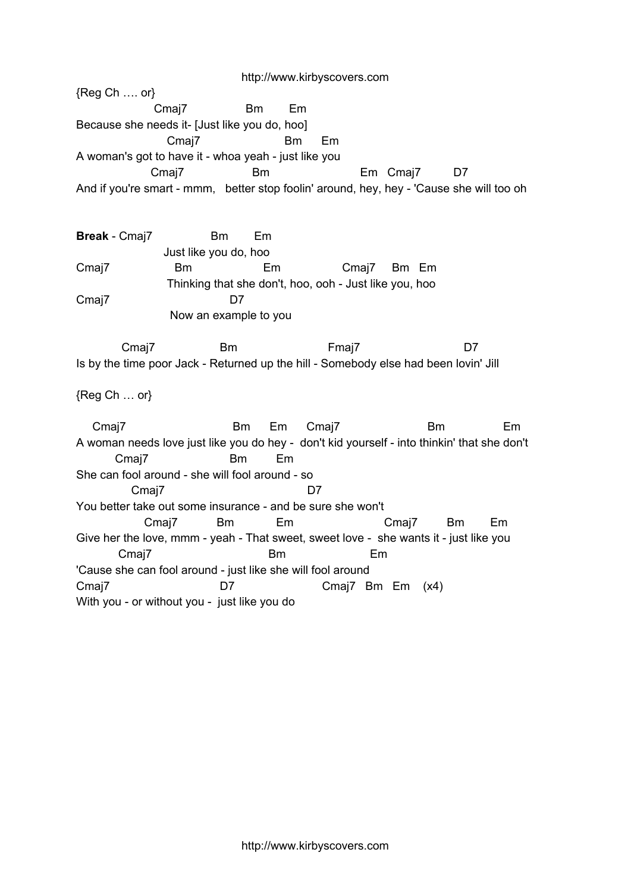{Reg Ch …. or}

```
                 Cmaj7              Bm       Em
Because she needs it- [Just like you do, hoo]
                    Cmaj7                   Bm     Em
A woman's got to have it - whoa yeah - just like you
                  Cmaj7                Bm                        Em   Cmaj7        D7
And if you're smart - mmm,   better stop foolin' around, hey, hey - 'Cause she will too oh
```

**Break** - Cmaj7 Bm Em

```
Break - Cmaj7             Bm       Em
                  Just like you do, hoo
Cmaj7               Bm                Em              Cmaj7    Bm   Em
                   Thinking that she don't, hoo, ooh - Just like you, hoo
Cmaj7                           D7
                    Now an example to you

         Cmaj7              Bm                    Fmaj7                          D7
Is by the time poor Jack - Returned up the hill - Somebody else had been lovin' Jill
```

{Reg Ch … or}

```
   Cmaj7                        Bm     Em     Cmaj7                     Bm              Em
A woman needs love just like you do hey -  don't kid yourself - into thinkin' that she don't
        Cmaj7                  Bm        Em
She can fool around - she will fool around - so
           Cmaj7                                 D7
You better take out some insurance - and be sure she won't
              Cmaj7          Bm          Em                      Cmaj7       Bm        Em
Give her the love, mmm - yeah - That sweet, sweet love -  she wants it - just like you
         Cmaj7                          Bm                    Em
'Cause she can fool around - just like she will fool around
Cmaj7                       D7                   Cmaj7   Bm   Em    (x4)
With you - or without you -  just like you do
```